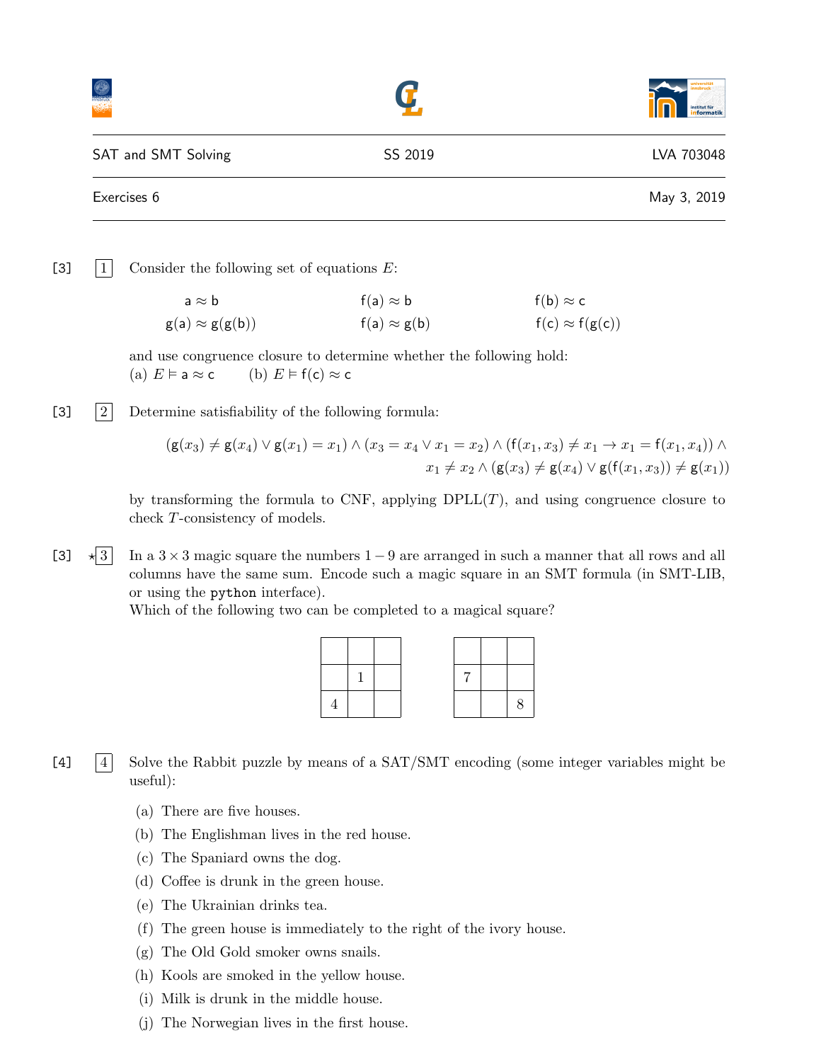SAT and SMT Solving | SS 2019 | LVA 703048

Exercises 6 — May 3, 2019

---

[3] **1** Consider the following set of equations $E$:

$$\mathsf{a} \approx \mathsf{b} \qquad \mathsf{f(a)} \approx \mathsf{b} \qquad \mathsf{f(b)} \approx \mathsf{c}$$
$$\mathsf{g(a)} \approx \mathsf{g(g(b))} \qquad \mathsf{f(a)} \approx \mathsf{g(b)} \qquad \mathsf{f(c)} \approx \mathsf{f(g(c))}$$

and use congruence closure to determine whether the following hold:
(a) $E \vDash \mathsf{a} \approx \mathsf{c}$ (b) $E \vDash \mathsf{f(c)} \approx \mathsf{c}$

[3] **2** Determine satisfiability of the following formula:

$$(\mathsf{g}(x_3) \neq \mathsf{g}(x_4) \vee \mathsf{g}(x_1) = x_1) \wedge (x_3 = x_4 \vee x_1 = x_2) \wedge (\mathsf{f}(x_1, x_3) \neq x_1 \rightarrow x_1 = \mathsf{f}(x_1, x_4)) \wedge$$
$$x_1 \neq x_2 \wedge (\mathsf{g}(x_3) \neq \mathsf{g}(x_4) \vee \mathsf{g}(\mathsf{f}(x_1, x_3)) \neq \mathsf{g}(x_1))$$

by transforming the formula to CNF, applying DPLL($T$), and using congruence closure to check $T$-consistency of models.

[3] ⋆**3** In a $3 \times 3$ magic square the numbers $1 - 9$ are arranged in such a manner that all rows and all columns have the same sum. Encode such a magic square in an SMT formula (in SMT-LIB, or using the `python` interface).
Which of the following two can be completed to a magical square?

| | | |
|---|---|---|
| | | |
| | 1 | |
| 4 | | |

| | | |
|---|---|---|
| | | |
| 7 | | |
| | | 8 |

[4] **4** Solve the Rabbit puzzle by means of a SAT/SMT encoding (some integer variables might be useful):

(a) There are five houses.
(b) The Englishman lives in the red house.
(c) The Spaniard owns the dog.
(d) Coffee is drunk in the green house.
(e) The Ukrainian drinks tea.
(f) The green house is immediately to the right of the ivory house.
(g) The Old Gold smoker owns snails.
(h) Kools are smoked in the yellow house.
(i) Milk is drunk in the middle house.
(j) The Norwegian lives in the first house.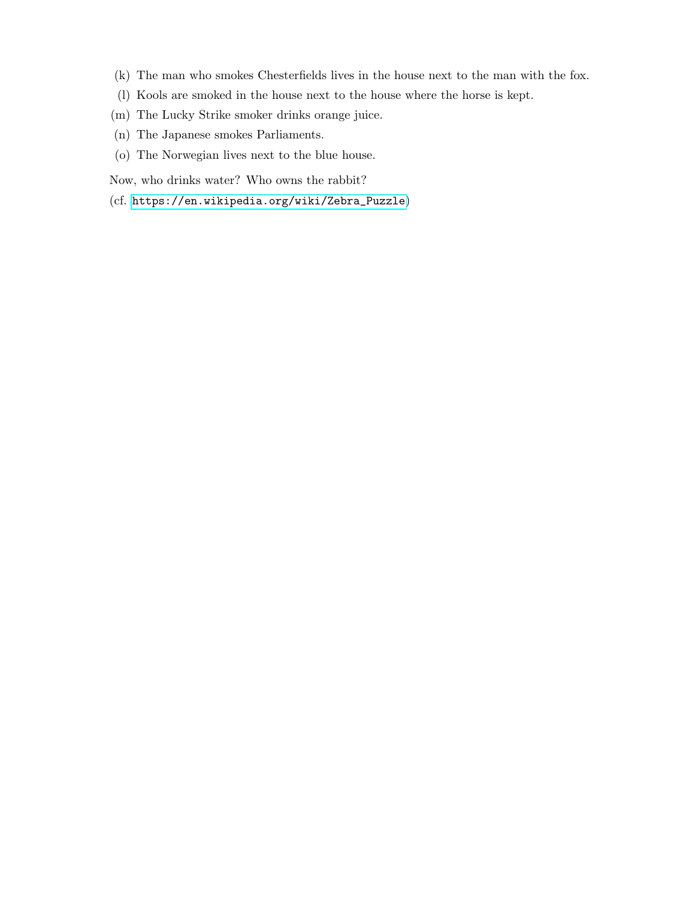(k) The man who smokes Chesterfields lives in the house next to the man with the fox.

(l) Kools are smoked in the house next to the house where the horse is kept.

(m) The Lucky Strike smoker drinks orange juice.

(n) The Japanese smokes Parliaments.

(o) The Norwegian lives next to the blue house.

Now, who drinks water? Who owns the rabbit?

(cf. https://en.wikipedia.org/wiki/Zebra_Puzzle)